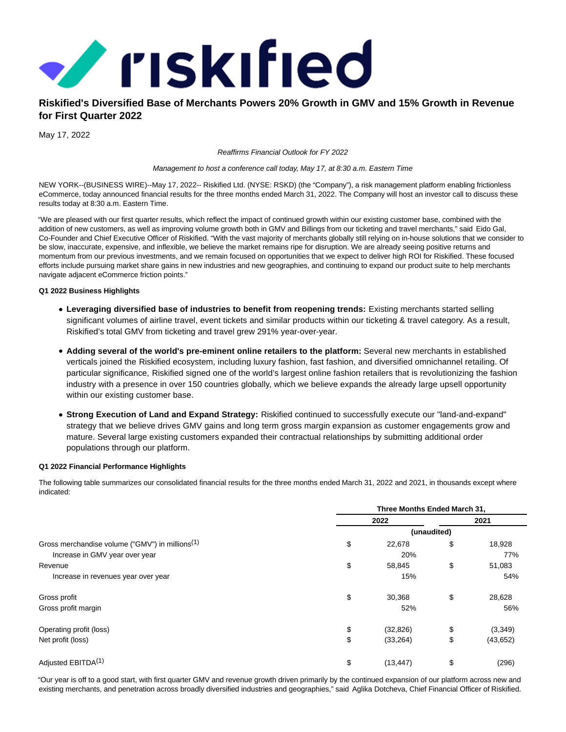# Riskified's Diversified Base of Merchants Powers 20% Growth in GMV and 15% Growth in Revenue for First Quarter 2022

May 17, 2022

*Reaffirms Financial Outlook for FY 2022*

*Management to host a conference call today, May 17, at 8:30 a.m. Eastern Time*

NEW YORK--(BUSINESS WIRE)--May 17, 2022-- Riskified Ltd. (NYSE: RSKD) (the "Company"), a risk management platform enabling frictionless eCommerce, today announced financial results for the three months ended March 31, 2022. The Company will host an investor call to discuss these results today at 8:30 a.m. Eastern Time.

"We are pleased with our first quarter results, which reflect the impact of continued growth within our existing customer base, combined with the addition of new customers, as well as improving volume growth both in GMV and Billings from our ticketing and travel merchants," said Eido Gal, Co-Founder and Chief Executive Officer of Riskified. "With the vast majority of merchants globally still relying on in-house solutions that we consider to be slow, inaccurate, expensive, and inflexible, we believe the market remains ripe for disruption. We are already seeing positive returns and momentum from our previous investments, and we remain focused on opportunities that we expect to deliver high ROI for Riskified. These focused efforts include pursuing market share gains in new industries and new geographies, and continuing to expand our product suite to help merchants navigate adjacent eCommerce friction points."

**Q1 2022 Business Highlights**

- **Leveraging diversified base of industries to benefit from reopening trends:** Existing merchants started selling significant volumes of airline travel, event tickets and similar products within our ticketing & travel category. As a result, Riskified's total GMV from ticketing and travel grew 291% year-over-year.
- **Adding several of the world's pre-eminent online retailers to the platform:** Several new merchants in established verticals joined the Riskified ecosystem, including luxury fashion, fast fashion, and diversified omnichannel retailing. Of particular significance, Riskified signed one of the world's largest online fashion retailers that is revolutionizing the fashion industry with a presence in over 150 countries globally, which we believe expands the already large upsell opportunity within our existing customer base.
- **Strong Execution of Land and Expand Strategy:** Riskified continued to successfully execute our "land-and-expand" strategy that we believe drives GMV gains and long term gross margin expansion as customer engagements grow and mature. Several large existing customers expanded their contractual relationships by submitting additional order populations through our platform.

**Q1 2022 Financial Performance Highlights**

The following table summarizes our consolidated financial results for the three months ended March 31, 2022 and 2021, in thousands except where indicated:

| | Three Months Ended March 31, | |
|---|---|---|
| | 2022 | 2021 |
| | (unaudited) | |
| Gross merchandise volume ("GMV") in millions[(1)] | $ 22,678 | $ 18,928 |
| Increase in GMV year over year | 20% | 77% |
| Revenue | $ 58,845 | $ 51,083 |
| Increase in revenues year over year | 15% | 54% |
| Gross profit | $ 30,368 | $ 28,628 |
| Gross profit margin | 52% | 56% |
| Operating profit (loss) | $ (32,826) | $ (3,349) |
| Net profit (loss) | $ (33,264) | $ (43,652) |
| Adjusted EBITDA[(1)] | $ (13,447) | $ (296) |

"Our year is off to a good start, with first quarter GMV and revenue growth driven primarily by the continued expansion of our platform across new and existing merchants, and penetration across broadly diversified industries and geographies," said Aglika Dotcheva, Chief Financial Officer of Riskified.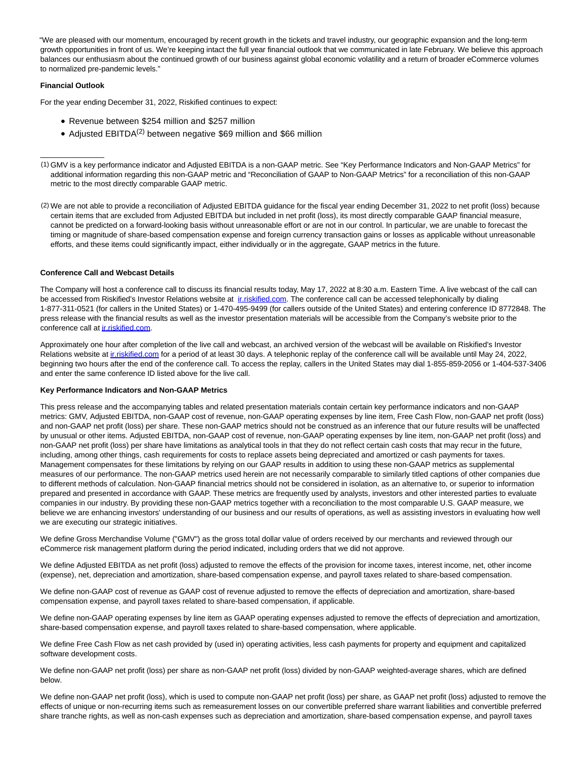"We are pleased with our momentum, encouraged by recent growth in the tickets and travel industry, our geographic expansion and the long-term growth opportunities in front of us. We're keeping intact the full year financial outlook that we communicated in late February. We believe this approach balances our enthusiasm about the continued growth of our business against global economic volatility and a return of broader eCommerce volumes to normalized pre-pandemic levels."

**Financial Outlook**

For the year ending December 31, 2022, Riskified continues to expect:

- Revenue between $254 million and $257 million
- Adjusted EBITDA[(2)] between negative $69 million and $66 million

---

(1) GMV is a key performance indicator and Adjusted EBITDA is a non-GAAP metric. See "Key Performance Indicators and Non-GAAP Metrics" for additional information regarding this non-GAAP metric and "Reconciliation of GAAP to Non-GAAP Metrics" for a reconciliation of this non-GAAP metric to the most directly comparable GAAP metric.

(2) We are not able to provide a reconciliation of Adjusted EBITDA guidance for the fiscal year ending December 31, 2022 to net profit (loss) because certain items that are excluded from Adjusted EBITDA but included in net profit (loss), its most directly comparable GAAP financial measure, cannot be predicted on a forward-looking basis without unreasonable effort or are not in our control. In particular, we are unable to forecast the timing or magnitude of share-based compensation expense and foreign currency transaction gains or losses as applicable without unreasonable efforts, and these items could significantly impact, either individually or in the aggregate, GAAP metrics in the future.

**Conference Call and Webcast Details**

The Company will host a conference call to discuss its financial results today, May 17, 2022 at 8:30 a.m. Eastern Time. A live webcast of the call can be accessed from Riskified's Investor Relations website at ir.riskified.com. The conference call can be accessed telephonically by dialing 1-877-311-0521 (for callers in the United States) or 1-470-495-9499 (for callers outside of the United States) and entering conference ID 8772848. The press release with the financial results as well as the investor presentation materials will be accessible from the Company's website prior to the conference call at ir.riskified.com.

Approximately one hour after completion of the live call and webcast, an archived version of the webcast will be available on Riskified's Investor Relations website at ir.riskified.com for a period of at least 30 days. A telephonic replay of the conference call will be available until May 24, 2022, beginning two hours after the end of the conference call. To access the replay, callers in the United States may dial 1-855-859-2056 or 1-404-537-3406 and enter the same conference ID listed above for the live call.

**Key Performance Indicators and Non-GAAP Metrics**

This press release and the accompanying tables and related presentation materials contain certain key performance indicators and non-GAAP metrics: GMV, Adjusted EBITDA, non-GAAP cost of revenue, non-GAAP operating expenses by line item, Free Cash Flow, non-GAAP net profit (loss) and non-GAAP net profit (loss) per share. These non-GAAP metrics should not be construed as an inference that our future results will be unaffected by unusual or other items. Adjusted EBITDA, non-GAAP cost of revenue, non-GAAP operating expenses by line item, non-GAAP net profit (loss) and non-GAAP net profit (loss) per share have limitations as analytical tools in that they do not reflect certain cash costs that may recur in the future, including, among other things, cash requirements for costs to replace assets being depreciated and amortized or cash payments for taxes. Management compensates for these limitations by relying on our GAAP results in addition to using these non-GAAP metrics as supplemental measures of our performance. The non-GAAP metrics used herein are not necessarily comparable to similarly titled captions of other companies due to different methods of calculation. Non-GAAP financial metrics should not be considered in isolation, as an alternative to, or superior to information prepared and presented in accordance with GAAP. These metrics are frequently used by analysts, investors and other interested parties to evaluate companies in our industry. By providing these non-GAAP metrics together with a reconciliation to the most comparable U.S. GAAP measure, we believe we are enhancing investors' understanding of our business and our results of operations, as well as assisting investors in evaluating how well we are executing our strategic initiatives.

We define Gross Merchandise Volume ("GMV") as the gross total dollar value of orders received by our merchants and reviewed through our eCommerce risk management platform during the period indicated, including orders that we did not approve.

We define Adjusted EBITDA as net profit (loss) adjusted to remove the effects of the provision for income taxes, interest income, net, other income (expense), net, depreciation and amortization, share-based compensation expense, and payroll taxes related to share-based compensation.

We define non-GAAP cost of revenue as GAAP cost of revenue adjusted to remove the effects of depreciation and amortization, share-based compensation expense, and payroll taxes related to share-based compensation, if applicable.

We define non-GAAP operating expenses by line item as GAAP operating expenses adjusted to remove the effects of depreciation and amortization, share-based compensation expense, and payroll taxes related to share-based compensation, where applicable.

We define Free Cash Flow as net cash provided by (used in) operating activities, less cash payments for property and equipment and capitalized software development costs.

We define non-GAAP net profit (loss) per share as non-GAAP net profit (loss) divided by non-GAAP weighted-average shares, which are defined below.

We define non-GAAP net profit (loss), which is used to compute non-GAAP net profit (loss) per share, as GAAP net profit (loss) adjusted to remove the effects of unique or non-recurring items such as remeasurement losses on our convertible preferred share warrant liabilities and convertible preferred share tranche rights, as well as non-cash expenses such as depreciation and amortization, share-based compensation expense, and payroll taxes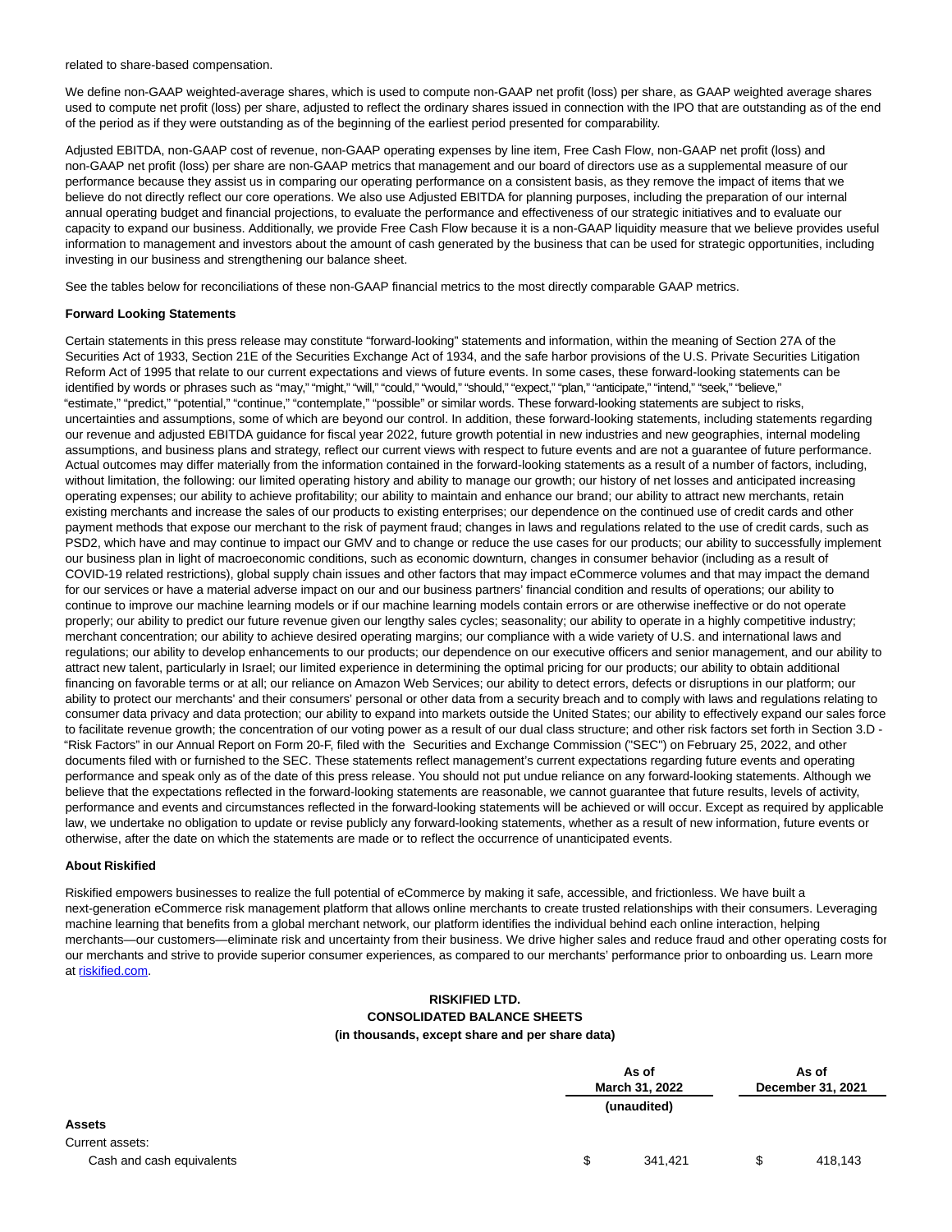related to share-based compensation.

We define non-GAAP weighted-average shares, which is used to compute non-GAAP net profit (loss) per share, as GAAP weighted average shares used to compute net profit (loss) per share, adjusted to reflect the ordinary shares issued in connection with the IPO that are outstanding as of the end of the period as if they were outstanding as of the beginning of the earliest period presented for comparability.

Adjusted EBITDA, non-GAAP cost of revenue, non-GAAP operating expenses by line item, Free Cash Flow, non-GAAP net profit (loss) and non-GAAP net profit (loss) per share are non-GAAP metrics that management and our board of directors use as a supplemental measure of our performance because they assist us in comparing our operating performance on a consistent basis, as they remove the impact of items that we believe do not directly reflect our core operations. We also use Adjusted EBITDA for planning purposes, including the preparation of our internal annual operating budget and financial projections, to evaluate the performance and effectiveness of our strategic initiatives and to evaluate our capacity to expand our business. Additionally, we provide Free Cash Flow because it is a non-GAAP liquidity measure that we believe provides useful information to management and investors about the amount of cash generated by the business that can be used for strategic opportunities, including investing in our business and strengthening our balance sheet.

See the tables below for reconciliations of these non-GAAP financial metrics to the most directly comparable GAAP metrics.

**Forward Looking Statements**

Certain statements in this press release may constitute "forward-looking" statements and information, within the meaning of Section 27A of the Securities Act of 1933, Section 21E of the Securities Exchange Act of 1934, and the safe harbor provisions of the U.S. Private Securities Litigation Reform Act of 1995 that relate to our current expectations and views of future events. In some cases, these forward-looking statements can be identified by words or phrases such as "may," "might," "will," "could," "would," "should," "expect," "plan," "anticipate," "intend," "seek," "believe," "estimate," "predict," "potential," "continue," "contemplate," "possible" or similar words. These forward-looking statements are subject to risks, uncertainties and assumptions, some of which are beyond our control. In addition, these forward-looking statements, including statements regarding our revenue and adjusted EBITDA guidance for fiscal year 2022, future growth potential in new industries and new geographies, internal modeling assumptions, and business plans and strategy, reflect our current views with respect to future events and are not a guarantee of future performance. Actual outcomes may differ materially from the information contained in the forward-looking statements as a result of a number of factors, including, without limitation, the following: our limited operating history and ability to manage our growth; our history of net losses and anticipated increasing operating expenses; our ability to achieve profitability; our ability to maintain and enhance our brand; our ability to attract new merchants, retain existing merchants and increase the sales of our products to existing enterprises; our dependence on the continued use of credit cards and other payment methods that expose our merchant to the risk of payment fraud; changes in laws and regulations related to the use of credit cards, such as PSD2, which have and may continue to impact our GMV and to change or reduce the use cases for our products; our ability to successfully implement our business plan in light of macroeconomic conditions, such as economic downturn, changes in consumer behavior (including as a result of COVID-19 related restrictions), global supply chain issues and other factors that may impact eCommerce volumes and that may impact the demand for our services or have a material adverse impact on our and our business partners' financial condition and results of operations; our ability to continue to improve our machine learning models or if our machine learning models contain errors or are otherwise ineffective or do not operate properly; our ability to predict our future revenue given our lengthy sales cycles; seasonality; our ability to operate in a highly competitive industry; merchant concentration; our ability to achieve desired operating margins; our compliance with a wide variety of U.S. and international laws and regulations; our ability to develop enhancements to our products; our dependence on our executive officers and senior management, and our ability to attract new talent, particularly in Israel; our limited experience in determining the optimal pricing for our products; our ability to obtain additional financing on favorable terms or at all; our reliance on Amazon Web Services; our ability to detect errors, defects or disruptions in our platform; our ability to protect our merchants' and their consumers' personal or other data from a security breach and to comply with laws and regulations relating to consumer data privacy and data protection; our ability to expand into markets outside the United States; our ability to effectively expand our sales force to facilitate revenue growth; the concentration of our voting power as a result of our dual class structure; and other risk factors set forth in Section 3.D - "Risk Factors" in our Annual Report on Form 20-F, filed with the Securities and Exchange Commission ("SEC") on February 25, 2022, and other documents filed with or furnished to the SEC. These statements reflect management's current expectations regarding future events and operating performance and speak only as of the date of this press release. You should not put undue reliance on any forward-looking statements. Although we believe that the expectations reflected in the forward-looking statements are reasonable, we cannot guarantee that future results, levels of activity, performance and events and circumstances reflected in the forward-looking statements will be achieved or will occur. Except as required by applicable law, we undertake no obligation to update or revise publicly any forward-looking statements, whether as a result of new information, future events or otherwise, after the date on which the statements are made or to reflect the occurrence of unanticipated events.

**About Riskified**

Riskified empowers businesses to realize the full potential of eCommerce by making it safe, accessible, and frictionless. We have built a next-generation eCommerce risk management platform that allows online merchants to create trusted relationships with their consumers. Leveraging machine learning that benefits from a global merchant network, our platform identifies the individual behind each online interaction, helping merchants—our customers—eliminate risk and uncertainty from their business. We drive higher sales and reduce fraud and other operating costs for our merchants and strive to provide superior consumer experiences, as compared to our merchants' performance prior to onboarding us. Learn more at [riskified.com](riskified.com).

**RISKIFIED LTD.**
**CONSOLIDATED BALANCE SHEETS**
**(in thousands, except share and per share data)**

| | As of March 31, 2022 (unaudited) | As of December 31, 2021 |
|---|---|---|
| **Assets** | | |
| Current assets: | | |
| Cash and cash equivalents | $ 341,421 | $ 418,143 |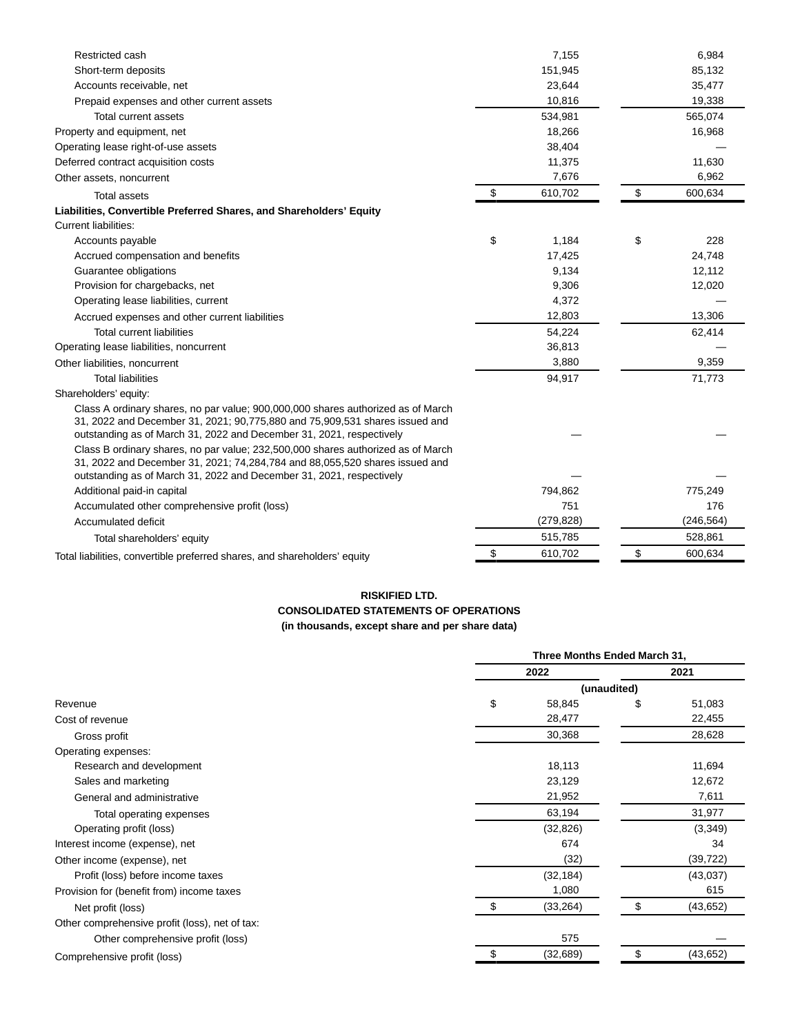| | | |
|---|---|---|
| Restricted cash | 7,155 | 6,984 |
| Short-term deposits | 151,945 | 85,132 |
| Accounts receivable, net | 23,644 | 35,477 |
| Prepaid expenses and other current assets | 10,816 | 19,338 |
| Total current assets | 534,981 | 565,074 |
| Property and equipment, net | 18,266 | 16,968 |
| Operating lease right-of-use assets | 38,404 | — |
| Deferred contract acquisition costs | 11,375 | 11,630 |
| Other assets, noncurrent | 7,676 | 6,962 |
| Total assets | $ 610,702 | $ 600,634 |
| **Liabilities, Convertible Preferred Shares, and Shareholders' Equity** | | |
| Current liabilities: | | |
| Accounts payable | $ 1,184 | $ 228 |
| Accrued compensation and benefits | 17,425 | 24,748 |
| Guarantee obligations | 9,134 | 12,112 |
| Provision for chargebacks, net | 9,306 | 12,020 |
| Operating lease liabilities, current | 4,372 | — |
| Accrued expenses and other current liabilities | 12,803 | 13,306 |
| Total current liabilities | 54,224 | 62,414 |
| Operating lease liabilities, noncurrent | 36,813 | — |
| Other liabilities, noncurrent | 3,880 | 9,359 |
| Total liabilities | 94,917 | 71,773 |
| Shareholders' equity: | | |
| Class A ordinary shares, no par value; 900,000,000 shares authorized as of March 31, 2022 and December 31, 2021; 90,775,880 and 75,909,531 shares issued and outstanding as of March 31, 2022 and December 31, 2021, respectively | — | — |
| Class B ordinary shares, no par value; 232,500,000 shares authorized as of March 31, 2022 and December 31, 2021; 74,284,784 and 88,055,520 shares issued and outstanding as of March 31, 2022 and December 31, 2021, respectively | — | — |
| Additional paid-in capital | 794,862 | 775,249 |
| Accumulated other comprehensive profit (loss) | 751 | 176 |
| Accumulated deficit | (279,828) | (246,564) |
| Total shareholders' equity | 515,785 | 528,861 |
| Total liabilities, convertible preferred shares, and shareholders' equity | $ 610,702 | $ 600,634 |

**RISKIFIED LTD.**
**CONSOLIDATED STATEMENTS OF OPERATIONS**
**(in thousands, except share and per share data)**

| | Three Months Ended March 31, | |
|---|---|---|
| | 2022 | 2021 |
| | (unaudited) | |
| Revenue | $ 58,845 | $ 51,083 |
| Cost of revenue | 28,477 | 22,455 |
| Gross profit | 30,368 | 28,628 |
| Operating expenses: | | |
| Research and development | 18,113 | 11,694 |
| Sales and marketing | 23,129 | 12,672 |
| General and administrative | 21,952 | 7,611 |
| Total operating expenses | 63,194 | 31,977 |
| Operating profit (loss) | (32,826) | (3,349) |
| Interest income (expense), net | 674 | 34 |
| Other income (expense), net | (32) | (39,722) |
| Profit (loss) before income taxes | (32,184) | (43,037) |
| Provision for (benefit from) income taxes | 1,080 | 615 |
| Net profit (loss) | $ (33,264) | $ (43,652) |
| Other comprehensive profit (loss), net of tax: | | |
| Other comprehensive profit (loss) | 575 | — |
| Comprehensive profit (loss) | $ (32,689) | $ (43,652) |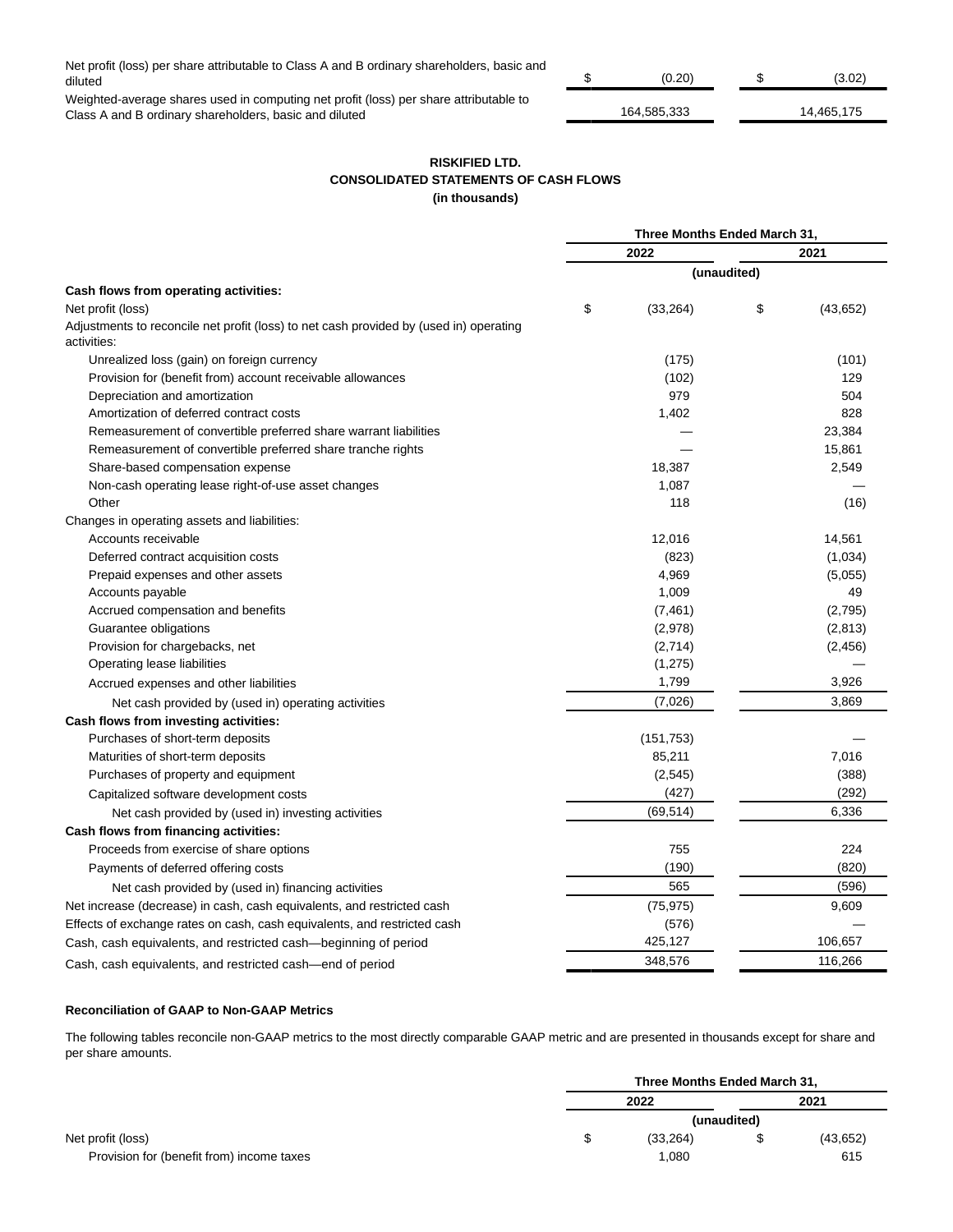| | | |
|---|---|---|
| Net profit (loss) per share attributable to Class A and B ordinary shareholders, basic and diluted | $ (0.20) | $ (3.02) |
| Weighted-average shares used in computing net profit (loss) per share attributable to Class A and B ordinary shareholders, basic and diluted | 164,585,333 | 14,465,175 |

**RISKIFIED LTD.**
**CONSOLIDATED STATEMENTS OF CASH FLOWS**
**(in thousands)**

| | Three Months Ended March 31, | |
|---|---|---|
| | 2022 | 2021 |
| | (unaudited) | |
| **Cash flows from operating activities:** | | |
| Net profit (loss) | $ (33,264) | $ (43,652) |
| Adjustments to reconcile net profit (loss) to net cash provided by (used in) operating activities: | | |
| Unrealized loss (gain) on foreign currency | (175) | (101) |
| Provision for (benefit from) account receivable allowances | (102) | 129 |
| Depreciation and amortization | 979 | 504 |
| Amortization of deferred contract costs | 1,402 | 828 |
| Remeasurement of convertible preferred share warrant liabilities | — | 23,384 |
| Remeasurement of convertible preferred share tranche rights | — | 15,861 |
| Share-based compensation expense | 18,387 | 2,549 |
| Non-cash operating lease right-of-use asset changes | 1,087 | — |
| Other | 118 | (16) |
| Changes in operating assets and liabilities: | | |
| Accounts receivable | 12,016 | 14,561 |
| Deferred contract acquisition costs | (823) | (1,034) |
| Prepaid expenses and other assets | 4,969 | (5,055) |
| Accounts payable | 1,009 | 49 |
| Accrued compensation and benefits | (7,461) | (2,795) |
| Guarantee obligations | (2,978) | (2,813) |
| Provision for chargebacks, net | (2,714) | (2,456) |
| Operating lease liabilities | (1,275) | — |
| Accrued expenses and other liabilities | 1,799 | 3,926 |
| Net cash provided by (used in) operating activities | (7,026) | 3,869 |
| **Cash flows from investing activities:** | | |
| Purchases of short-term deposits | (151,753) | — |
| Maturities of short-term deposits | 85,211 | 7,016 |
| Purchases of property and equipment | (2,545) | (388) |
| Capitalized software development costs | (427) | (292) |
| Net cash provided by (used in) investing activities | (69,514) | 6,336 |
| **Cash flows from financing activities:** | | |
| Proceeds from exercise of share options | 755 | 224 |
| Payments of deferred offering costs | (190) | (820) |
| Net cash provided by (used in) financing activities | 565 | (596) |
| Net increase (decrease) in cash, cash equivalents, and restricted cash | (75,975) | 9,609 |
| Effects of exchange rates on cash, cash equivalents, and restricted cash | (576) | — |
| Cash, cash equivalents, and restricted cash—beginning of period | 425,127 | 106,657 |
| Cash, cash equivalents, and restricted cash—end of period | 348,576 | 116,266 |

**Reconciliation of GAAP to Non-GAAP Metrics**

The following tables reconcile non-GAAP metrics to the most directly comparable GAAP metric and are presented in thousands except for share and per share amounts.

| | Three Months Ended March 31, | |
|---|---|---|
| | 2022 | 2021 |
| | (unaudited) | |
| Net profit (loss) | $ (33,264) | $ (43,652) |
| Provision for (benefit from) income taxes | 1,080 | 615 |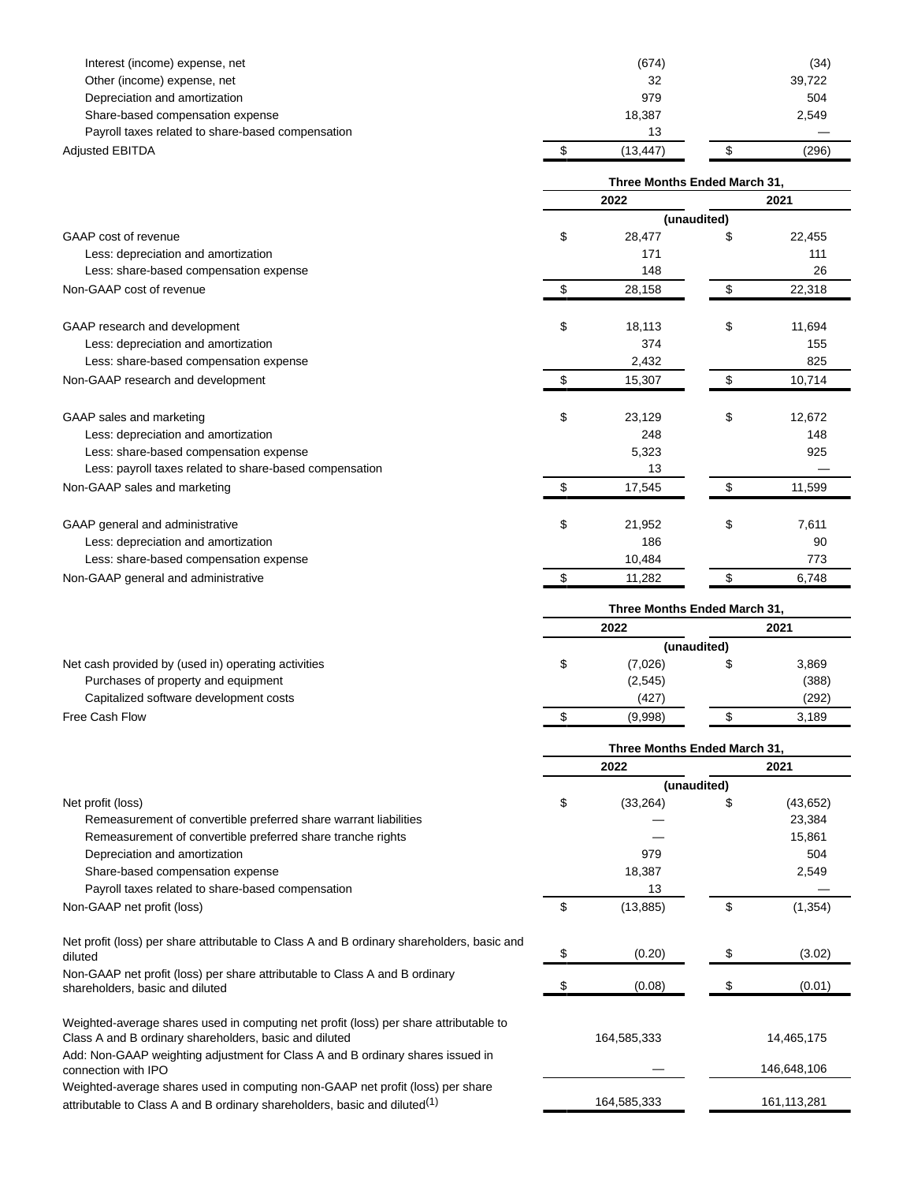| | | |
|---|---|---|
| Interest (income) expense, net | (674) | (34) |
| Other (income) expense, net | 32 | 39,722 |
| Depreciation and amortization | 979 | 504 |
| Share-based compensation expense | 18,387 | 2,549 |
| Payroll taxes related to share-based compensation | 13 | — |
| Adjusted EBITDA | $ (13,447) | $ (296) |

| | Three Months Ended March 31, | |
|---|---|---|
| | 2022 | 2021 |
| | (unaudited) | |
| GAAP cost of revenue | $ 28,477 | $ 22,455 |
| Less: depreciation and amortization | 171 | 111 |
| Less: share-based compensation expense | 148 | 26 |
| Non-GAAP cost of revenue | $ 28,158 | $ 22,318 |
| | | |
| GAAP research and development | $ 18,113 | $ 11,694 |
| Less: depreciation and amortization | 374 | 155 |
| Less: share-based compensation expense | 2,432 | 825 |
| Non-GAAP research and development | $ 15,307 | $ 10,714 |
| | | |
| GAAP sales and marketing | $ 23,129 | $ 12,672 |
| Less: depreciation and amortization | 248 | 148 |
| Less: share-based compensation expense | 5,323 | 925 |
| Less: payroll taxes related to share-based compensation | 13 | — |
| Non-GAAP sales and marketing | $ 17,545 | $ 11,599 |
| | | |
| GAAP general and administrative | $ 21,952 | $ 7,611 |
| Less: depreciation and amortization | 186 | 90 |
| Less: share-based compensation expense | 10,484 | 773 |
| Non-GAAP general and administrative | $ 11,282 | $ 6,748 |

| | Three Months Ended March 31, | |
|---|---|---|
| | 2022 | 2021 |
| | (unaudited) | |
| Net cash provided by (used in) operating activities | $ (7,026) | $ 3,869 |
| Purchases of property and equipment | (2,545) | (388) |
| Capitalized software development costs | (427) | (292) |
| Free Cash Flow | $ (9,998) | $ 3,189 |

| | Three Months Ended March 31, | |
|---|---|---|
| | 2022 | 2021 |
| | (unaudited) | |
| Net profit (loss) | $ (33,264) | $ (43,652) |
| Remeasurement of convertible preferred share warrant liabilities | — | 23,384 |
| Remeasurement of convertible preferred share tranche rights | — | 15,861 |
| Depreciation and amortization | 979 | 504 |
| Share-based compensation expense | 18,387 | 2,549 |
| Payroll taxes related to share-based compensation | 13 | — |
| Non-GAAP net profit (loss) | $ (13,885) | $ (1,354) |
| | | |
| Net profit (loss) per share attributable to Class A and B ordinary shareholders, basic and diluted | $ (0.20) | $ (3.02) |
| Non-GAAP net profit (loss) per share attributable to Class A and B ordinary shareholders, basic and diluted | $ (0.08) | $ (0.01) |
| | | |
| Weighted-average shares used in computing net profit (loss) per share attributable to Class A and B ordinary shareholders, basic and diluted | 164,585,333 | 14,465,175 |
| Add: Non-GAAP weighting adjustment for Class A and B ordinary shares issued in connection with IPO | — | 146,648,106 |
| Weighted-average shares used in computing non-GAAP net profit (loss) per share attributable to Class A and B ordinary shareholders, basic and diluted[1] | 164,585,333 | 161,113,281 |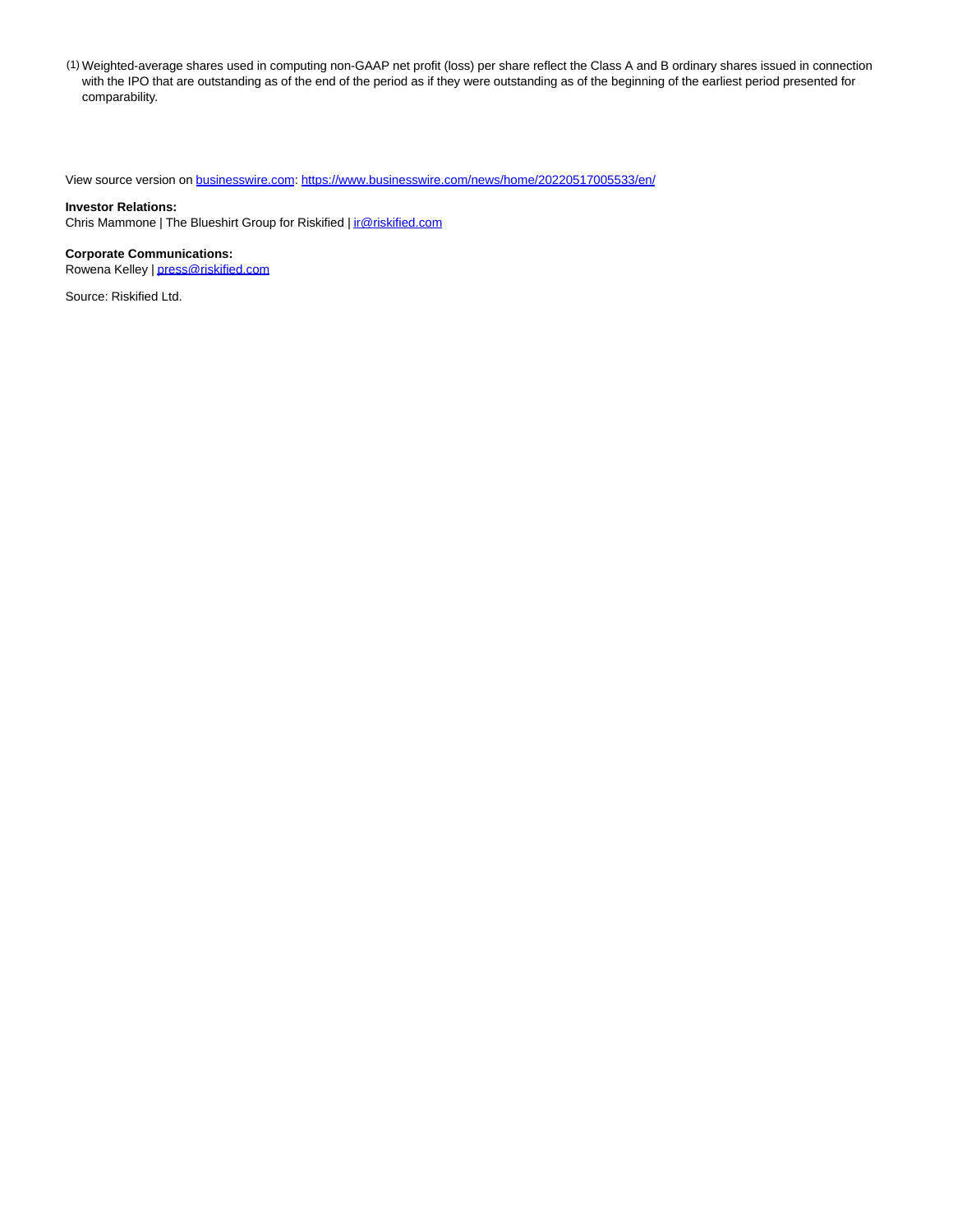(1) Weighted-average shares used in computing non-GAAP net profit (loss) per share reflect the Class A and B ordinary shares issued in connection with the IPO that are outstanding as of the end of the period as if they were outstanding as of the beginning of the earliest period presented for comparability.

View source version on businesswire.com: https://www.businesswire.com/news/home/20220517005533/en/

**Investor Relations:**
Chris Mammone | The Blueshirt Group for Riskified | ir@riskified.com

**Corporate Communications:**
Rowena Kelley | press@riskified.com

Source: Riskified Ltd.